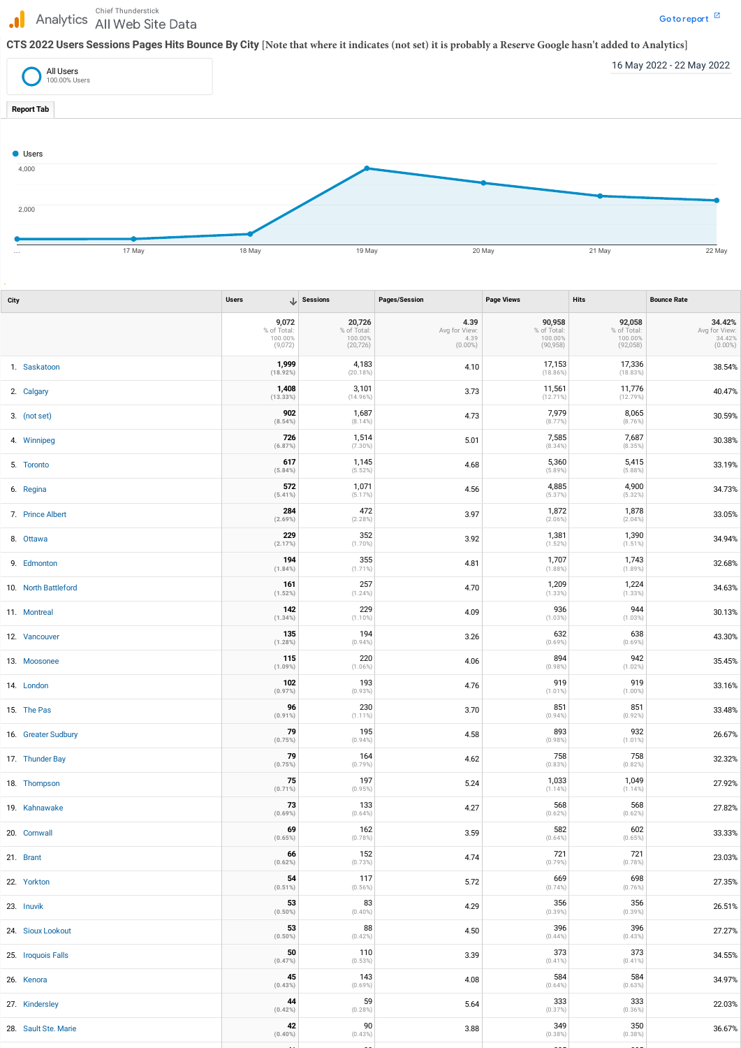Analytics Chief Thunderstick All Web Site Data

Go to report

**CTS 2022 Users Sessions Pages Hits Bounce By City** [Note that where it indicates (not set) it is probably a Reserve Google hasn't added to Analytics]

All Users
100.00% Users

16 May 2022 - 22 May 2022

Report Tab

Users

4,000

2,000

… 17 May 18 May 19 May 20 May 21 May 22 May

| City | Users | Sessions | Pages/Session | Page Views | Hits | Bounce Rate |
|---|---|---|---|---|---|---|
| | 9,072 % of Total: 100.00% (9,072) | 20,726 % of Total: 100.00% (20,726) | 4.39 Avg for View: 4.39 (0.00%) | 90,958 % of Total: 100.00% (90,958) | 92,058 % of Total: 100.00% (92,058) | 34.42% Avg for View: 34.42% (0.00%) |
| 1. Saskatoon | 1,999 (18.92%) | 4,183 (20.18%) | 4.10 | 17,153 (18.86%) | 17,336 (18.83%) | 38.54% |
| 2. Calgary | 1,408 (13.33%) | 3,101 (14.96%) | 3.73 | 11,561 (12.71%) | 11,776 (12.79%) | 40.47% |
| 3. (not set) | 902 (8.54%) | 1,687 (8.14%) | 4.73 | 7,979 (8.77%) | 8,065 (8.76%) | 30.59% |
| 4. Winnipeg | 726 (6.87%) | 1,514 (7.30%) | 5.01 | 7,585 (8.34%) | 7,687 (8.35%) | 30.38% |
| 5. Toronto | 617 (5.84%) | 1,145 (5.52%) | 4.68 | 5,360 (5.89%) | 5,415 (5.88%) | 33.19% |
| 6. Regina | 572 (5.41%) | 1,071 (5.17%) | 4.56 | 4,885 (5.37%) | 4,900 (5.32%) | 34.73% |
| 7. Prince Albert | 284 (2.69%) | 472 (2.28%) | 3.97 | 1,872 (2.06%) | 1,878 (2.04%) | 33.05% |
| 8. Ottawa | 229 (2.17%) | 352 (1.70%) | 3.92 | 1,381 (1.52%) | 1,390 (1.51%) | 34.94% |
| 9. Edmonton | 194 (1.84%) | 355 (1.71%) | 4.81 | 1,707 (1.88%) | 1,743 (1.89%) | 32.68% |
| 10. North Battleford | 161 (1.52%) | 257 (1.24%) | 4.70 | 1,209 (1.33%) | 1,224 (1.33%) | 34.63% |
| 11. Montreal | 142 (1.34%) | 229 (1.10%) | 4.09 | 936 (1.03%) | 944 (1.03%) | 30.13% |
| 12. Vancouver | 135 (1.28%) | 194 (0.94%) | 3.26 | 632 (0.69%) | 638 (0.69%) | 43.30% |
| 13. Moosonee | 115 (1.09%) | 220 (1.06%) | 4.06 | 894 (0.98%) | 942 (1.02%) | 35.45% |
| 14. London | 102 (0.97%) | 193 (0.93%) | 4.76 | 919 (1.01%) | 919 (1.00%) | 33.16% |
| 15. The Pas | 96 (0.91%) | 230 (1.11%) | 3.70 | 851 (0.94%) | 851 (0.92%) | 33.48% |
| 16. Greater Sudbury | 79 (0.75%) | 195 (0.94%) | 4.58 | 893 (0.98%) | 932 (1.01%) | 26.67% |
| 17. Thunder Bay | 79 (0.75%) | 164 (0.79%) | 4.62 | 758 (0.83%) | 758 (0.82%) | 32.32% |
| 18. Thompson | 75 (0.71%) | 197 (0.95%) | 5.24 | 1,033 (1.14%) | 1,049 (1.14%) | 27.92% |
| 19. Kahnawake | 73 (0.69%) | 133 (0.64%) | 4.27 | 568 (0.62%) | 568 (0.62%) | 27.82% |
| 20. Cornwall | 69 (0.65%) | 162 (0.78%) | 3.59 | 582 (0.64%) | 602 (0.65%) | 33.33% |
| 21. Brant | 66 (0.62%) | 152 (0.73%) | 4.74 | 721 (0.79%) | 721 (0.78%) | 23.03% |
| 22. Yorkton | 54 (0.51%) | 117 (0.56%) | 5.72 | 669 (0.74%) | 698 (0.76%) | 27.35% |
| 23. Inuvik | 53 (0.50%) | 83 (0.40%) | 4.29 | 356 (0.39%) | 356 (0.39%) | 26.51% |
| 24. Sioux Lookout | 53 (0.50%) | 88 (0.42%) | 4.50 | 396 (0.44%) | 396 (0.43%) | 27.27% |
| 25. Iroquois Falls | 50 (0.47%) | 110 (0.53%) | 3.39 | 373 (0.41%) | 373 (0.41%) | 34.55% |
| 26. Kenora | 45 (0.43%) | 143 (0.69%) | 4.08 | 584 (0.64%) | 584 (0.63%) | 34.97% |
| 27. Kindersley | 44 (0.42%) | 59 (0.28%) | 5.64 | 333 (0.37%) | 333 (0.36%) | 22.03% |
| 28. Sault Ste. Marie | 42 (0.40%) | 90 (0.43%) | 3.88 | 349 (0.38%) | 350 (0.38%) | 36.67% |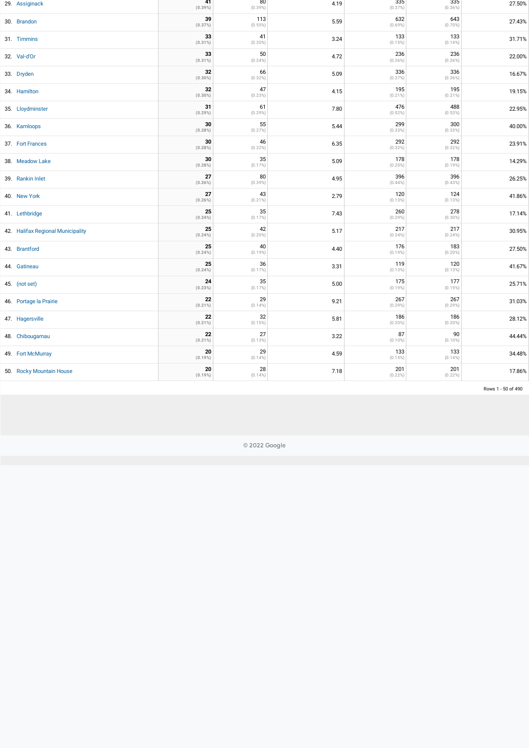| | | | | | | |
|---|---|---|---|---|---|---|
| 29. Assiginack | 41 (0.39%) | 80 (0.39%) | 4.19 | 335 (0.37%) | 335 (0.36%) | 27.50% |
| 30. Brandon | 39 (0.37%) | 113 (0.55%) | 5.59 | 632 (0.69%) | 643 (0.70%) | 27.43% |
| 31. Timmins | 33 (0.31%) | 41 (0.20%) | 3.24 | 133 (0.15%) | 133 (0.14%) | 31.71% |
| 32. Val-d'Or | 33 (0.31%) | 50 (0.24%) | 4.72 | 236 (0.26%) | 236 (0.26%) | 22.00% |
| 33. Dryden | 32 (0.30%) | 66 (0.32%) | 5.09 | 336 (0.37%) | 336 (0.36%) | 16.67% |
| 34. Hamilton | 32 (0.30%) | 47 (0.23%) | 4.15 | 195 (0.21%) | 195 (0.21%) | 19.15% |
| 35. Lloydminster | 31 (0.29%) | 61 (0.29%) | 7.80 | 476 (0.52%) | 488 (0.53%) | 22.95% |
| 36. Kamloops | 30 (0.28%) | 55 (0.27%) | 5.44 | 299 (0.33%) | 300 (0.33%) | 40.00% |
| 37. Fort Frances | 30 (0.28%) | 46 (0.22%) | 6.35 | 292 (0.32%) | 292 (0.32%) | 23.91% |
| 38. Meadow Lake | 30 (0.28%) | 35 (0.17%) | 5.09 | 178 (0.20%) | 178 (0.19%) | 14.29% |
| 39. Rankin Inlet | 27 (0.26%) | 80 (0.39%) | 4.95 | 396 (0.44%) | 396 (0.43%) | 26.25% |
| 40. New York | 27 (0.26%) | 43 (0.21%) | 2.79 | 120 (0.13%) | 124 (0.13%) | 41.86% |
| 41. Lethbridge | 25 (0.24%) | 35 (0.17%) | 7.43 | 260 (0.29%) | 278 (0.30%) | 17.14% |
| 42. Halifax Regional Municipality | 25 (0.24%) | 42 (0.20%) | 5.17 | 217 (0.24%) | 217 (0.24%) | 30.95% |
| 43. Brantford | 25 (0.24%) | 40 (0.19%) | 4.40 | 176 (0.19%) | 183 (0.20%) | 27.50% |
| 44. Gatineau | 25 (0.24%) | 36 (0.17%) | 3.31 | 119 (0.13%) | 120 (0.13%) | 41.67% |
| 45. (not set) | 24 (0.23%) | 35 (0.17%) | 5.00 | 175 (0.19%) | 177 (0.19%) | 25.71% |
| 46. Portage la Prairie | 22 (0.21%) | 29 (0.14%) | 9.21 | 267 (0.29%) | 267 (0.29%) | 31.03% |
| 47. Hagersville | 22 (0.21%) | 32 (0.15%) | 5.81 | 186 (0.20%) | 186 (0.20%) | 28.12% |
| 48. Chibougamau | 22 (0.21%) | 27 (0.13%) | 3.22 | 87 (0.10%) | 90 (0.10%) | 44.44% |
| 49. Fort McMurray | 20 (0.19%) | 29 (0.14%) | 4.59 | 133 (0.15%) | 133 (0.14%) | 34.48% |
| 50. Rocky Mountain House | 20 (0.19%) | 28 (0.14%) | 7.18 | 201 (0.22%) | 201 (0.22%) | 17.86% |

Rows 1 - 50 of 490

© 2022 Google